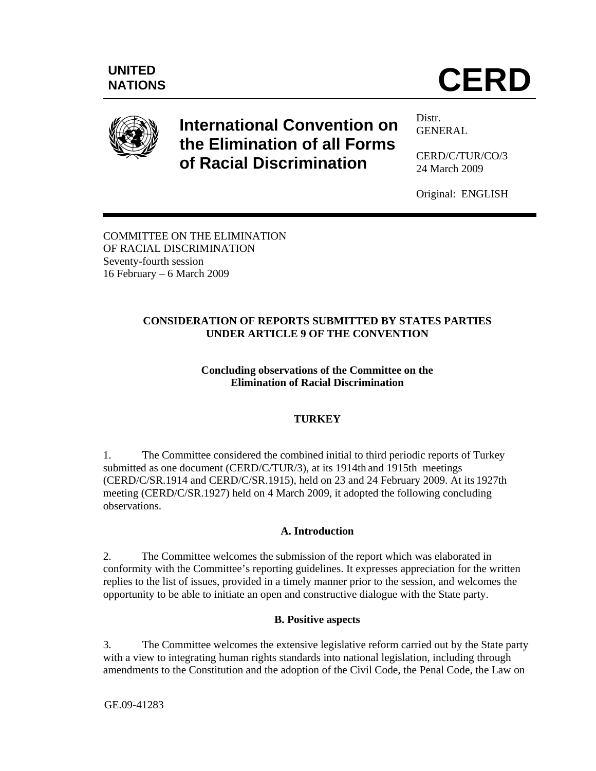UNITED NATIONS

# CERD

## International Convention on the Elimination of all Forms of Racial Discrimination

Distr.
GENERAL

CERD/C/TUR/CO/3
24 March 2009

Original: ENGLISH

COMMITTEE ON THE ELIMINATION
OF RACIAL DISCRIMINATION
Seventy-fourth session
16 February – 6 March 2009

**CONSIDERATION OF REPORTS SUBMITTED BY STATES PARTIES UNDER ARTICLE 9 OF THE CONVENTION**

**Concluding observations of the Committee on the Elimination of Racial Discrimination**

**TURKEY**

1. The Committee considered the combined initial to third periodic reports of Turkey submitted as one document (CERD/C/TUR/3), at its 1914th and 1915th meetings (CERD/C/SR.1914 and CERD/C/SR.1915), held on 23 and 24 February 2009. At its 1927th meeting (CERD/C/SR.1927) held on 4 March 2009, it adopted the following concluding observations.

### A. Introduction

2. The Committee welcomes the submission of the report which was elaborated in conformity with the Committee's reporting guidelines. It expresses appreciation for the written replies to the list of issues, provided in a timely manner prior to the session, and welcomes the opportunity to be able to initiate an open and constructive dialogue with the State party.

### B. Positive aspects

3. The Committee welcomes the extensive legislative reform carried out by the State party with a view to integrating human rights standards into national legislation, including through amendments to the Constitution and the adoption of the Civil Code, the Penal Code, the Law on

GE.09-41283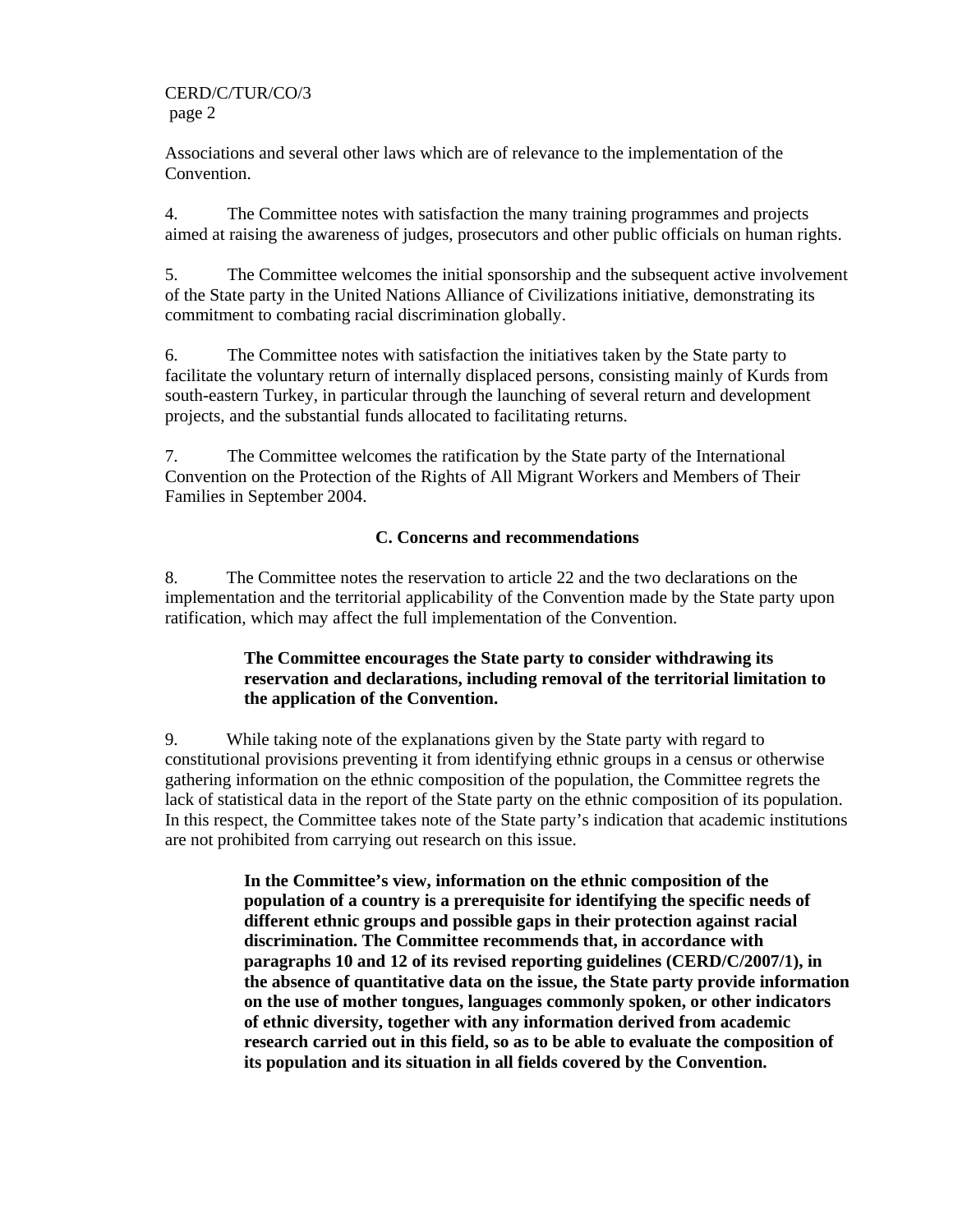Associations and several other laws which are of relevance to the implementation of the Convention.

4. The Committee notes with satisfaction the many training programmes and projects aimed at raising the awareness of judges, prosecutors and other public officials on human rights.

5. The Committee welcomes the initial sponsorship and the subsequent active involvement of the State party in the United Nations Alliance of Civilizations initiative, demonstrating its commitment to combating racial discrimination globally.

6. The Committee notes with satisfaction the initiatives taken by the State party to facilitate the voluntary return of internally displaced persons, consisting mainly of Kurds from south-eastern Turkey, in particular through the launching of several return and development projects, and the substantial funds allocated to facilitating returns.

7. The Committee welcomes the ratification by the State party of the International Convention on the Protection of the Rights of All Migrant Workers and Members of Their Families in September 2004.

### C. Concerns and recommendations

8. The Committee notes the reservation to article 22 and the two declarations on the implementation and the territorial applicability of the Convention made by the State party upon ratification, which may affect the full implementation of the Convention.

> **The Committee encourages the State party to consider withdrawing its reservation and declarations, including removal of the territorial limitation to the application of the Convention.**

9. While taking note of the explanations given by the State party with regard to constitutional provisions preventing it from identifying ethnic groups in a census or otherwise gathering information on the ethnic composition of the population, the Committee regrets the lack of statistical data in the report of the State party on the ethnic composition of its population. In this respect, the Committee takes note of the State party's indication that academic institutions are not prohibited from carrying out research on this issue.

> **In the Committee's view, information on the ethnic composition of the population of a country is a prerequisite for identifying the specific needs of different ethnic groups and possible gaps in their protection against racial discrimination. The Committee recommends that, in accordance with paragraphs 10 and 12 of its revised reporting guidelines (CERD/C/2007/1), in the absence of quantitative data on the issue, the State party provide information on the use of mother tongues, languages commonly spoken, or other indicators of ethnic diversity, together with any information derived from academic research carried out in this field, so as to be able to evaluate the composition of its population and its situation in all fields covered by the Convention.**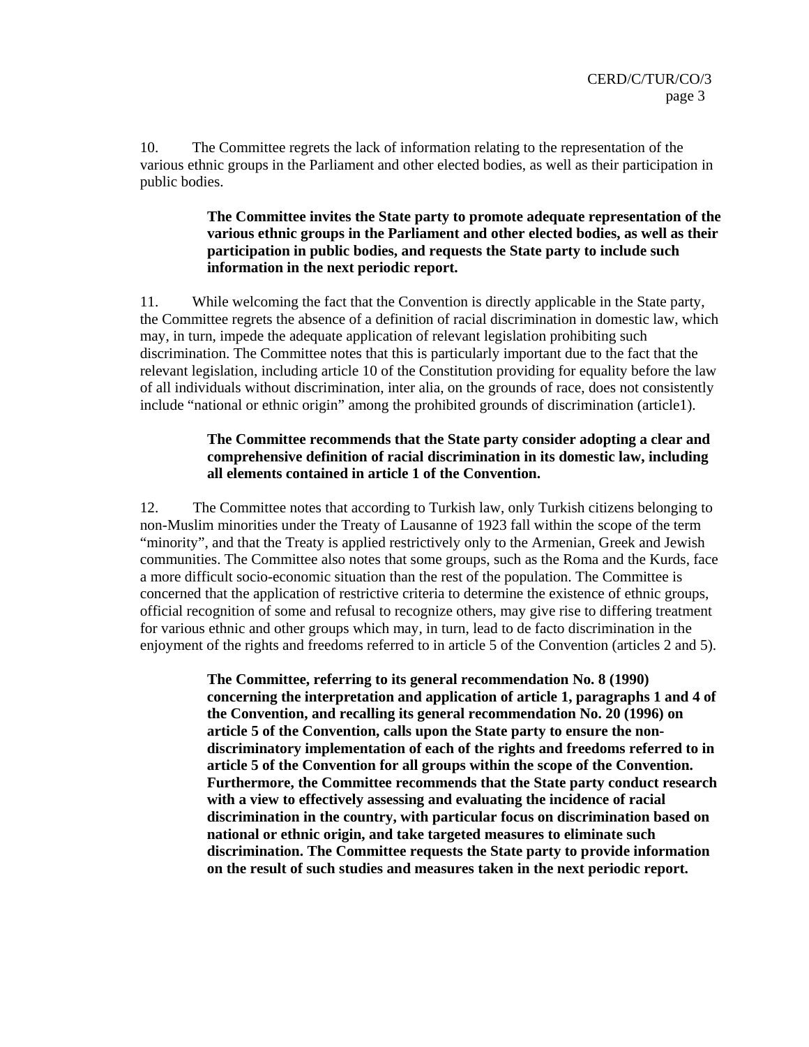10. The Committee regrets the lack of information relating to the representation of the various ethnic groups in the Parliament and other elected bodies, as well as their participation in public bodies.

> **The Committee invites the State party to promote adequate representation of the various ethnic groups in the Parliament and other elected bodies, as well as their participation in public bodies, and requests the State party to include such information in the next periodic report.**

11. While welcoming the fact that the Convention is directly applicable in the State party, the Committee regrets the absence of a definition of racial discrimination in domestic law, which may, in turn, impede the adequate application of relevant legislation prohibiting such discrimination. The Committee notes that this is particularly important due to the fact that the relevant legislation, including article 10 of the Constitution providing for equality before the law of all individuals without discrimination, inter alia, on the grounds of race, does not consistently include "national or ethnic origin" among the prohibited grounds of discrimination (article1).

> **The Committee recommends that the State party consider adopting a clear and comprehensive definition of racial discrimination in its domestic law, including all elements contained in article 1 of the Convention.**

12. The Committee notes that according to Turkish law, only Turkish citizens belonging to non-Muslim minorities under the Treaty of Lausanne of 1923 fall within the scope of the term "minority", and that the Treaty is applied restrictively only to the Armenian, Greek and Jewish communities. The Committee also notes that some groups, such as the Roma and the Kurds, face a more difficult socio-economic situation than the rest of the population. The Committee is concerned that the application of restrictive criteria to determine the existence of ethnic groups, official recognition of some and refusal to recognize others, may give rise to differing treatment for various ethnic and other groups which may, in turn, lead to de facto discrimination in the enjoyment of the rights and freedoms referred to in article 5 of the Convention (articles 2 and 5).

> **The Committee, referring to its general recommendation No. 8 (1990) concerning the interpretation and application of article 1, paragraphs 1 and 4 of the Convention, and recalling its general recommendation No. 20 (1996) on article 5 of the Convention, calls upon the State party to ensure the non-discriminatory implementation of each of the rights and freedoms referred to in article 5 of the Convention for all groups within the scope of the Convention. Furthermore, the Committee recommends that the State party conduct research with a view to effectively assessing and evaluating the incidence of racial discrimination in the country, with particular focus on discrimination based on national or ethnic origin, and take targeted measures to eliminate such discrimination. The Committee requests the State party to provide information on the result of such studies and measures taken in the next periodic report.**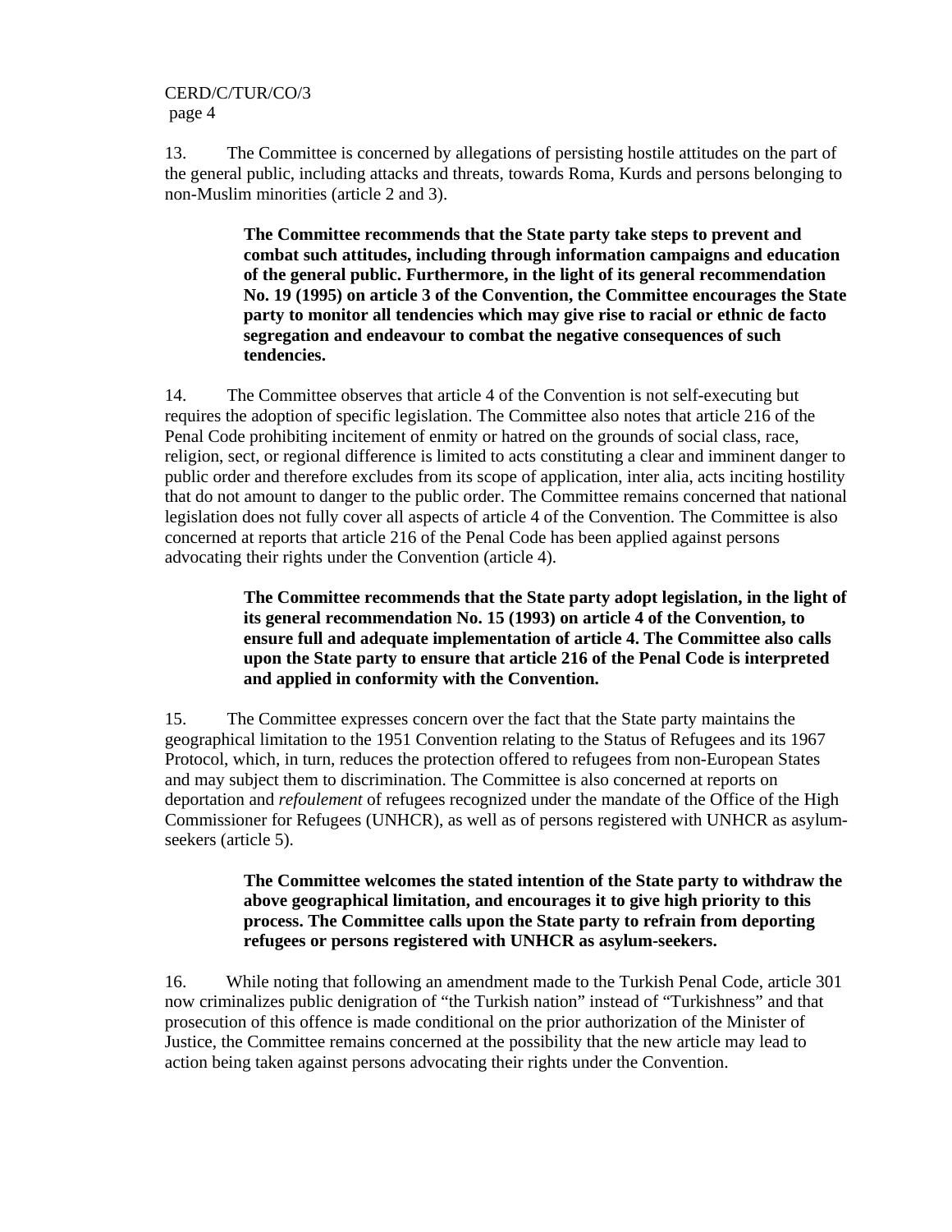13. The Committee is concerned by allegations of persisting hostile attitudes on the part of the general public, including attacks and threats, towards Roma, Kurds and persons belonging to non-Muslim minorities (article 2 and 3).

> **The Committee recommends that the State party take steps to prevent and combat such attitudes, including through information campaigns and education of the general public. Furthermore, in the light of its general recommendation No. 19 (1995) on article 3 of the Convention, the Committee encourages the State party to monitor all tendencies which may give rise to racial or ethnic de facto segregation and endeavour to combat the negative consequences of such tendencies.**

14. The Committee observes that article 4 of the Convention is not self-executing but requires the adoption of specific legislation. The Committee also notes that article 216 of the Penal Code prohibiting incitement of enmity or hatred on the grounds of social class, race, religion, sect, or regional difference is limited to acts constituting a clear and imminent danger to public order and therefore excludes from its scope of application, inter alia, acts inciting hostility that do not amount to danger to the public order. The Committee remains concerned that national legislation does not fully cover all aspects of article 4 of the Convention. The Committee is also concerned at reports that article 216 of the Penal Code has been applied against persons advocating their rights under the Convention (article 4).

> **The Committee recommends that the State party adopt legislation, in the light of its general recommendation No. 15 (1993) on article 4 of the Convention, to ensure full and adequate implementation of article 4. The Committee also calls upon the State party to ensure that article 216 of the Penal Code is interpreted and applied in conformity with the Convention.**

15. The Committee expresses concern over the fact that the State party maintains the geographical limitation to the 1951 Convention relating to the Status of Refugees and its 1967 Protocol, which, in turn, reduces the protection offered to refugees from non-European States and may subject them to discrimination. The Committee is also concerned at reports on deportation and *refoulement* of refugees recognized under the mandate of the Office of the High Commissioner for Refugees (UNHCR), as well as of persons registered with UNHCR as asylum-seekers (article 5).

> **The Committee welcomes the stated intention of the State party to withdraw the above geographical limitation, and encourages it to give high priority to this process. The Committee calls upon the State party to refrain from deporting refugees or persons registered with UNHCR as asylum-seekers.**

16. While noting that following an amendment made to the Turkish Penal Code, article 301 now criminalizes public denigration of “the Turkish nation” instead of “Turkishness” and that prosecution of this offence is made conditional on the prior authorization of the Minister of Justice, the Committee remains concerned at the possibility that the new article may lead to action being taken against persons advocating their rights under the Convention.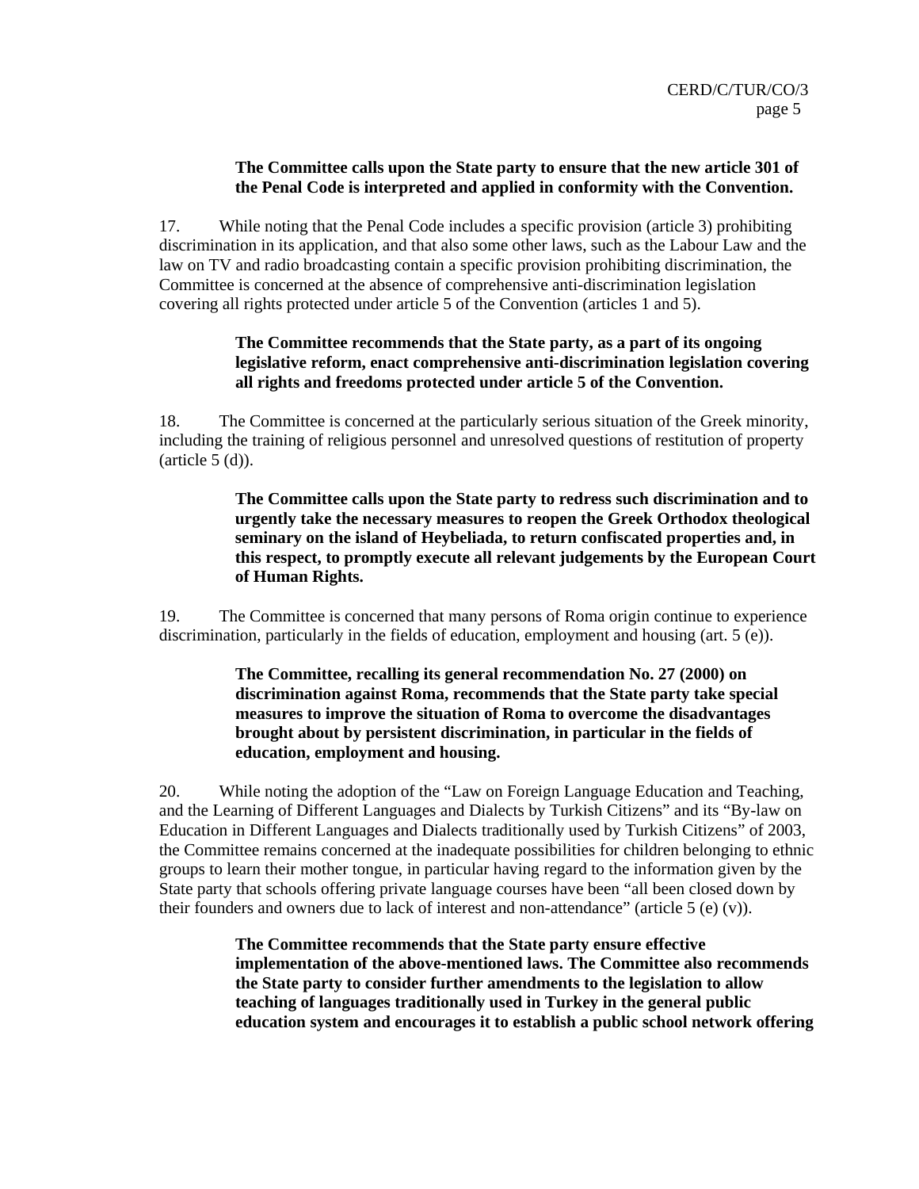**The Committee calls upon the State party to ensure that the new article 301 of the Penal Code is interpreted and applied in conformity with the Convention.**

17. While noting that the Penal Code includes a specific provision (article 3) prohibiting discrimination in its application, and that also some other laws, such as the Labour Law and the law on TV and radio broadcasting contain a specific provision prohibiting discrimination, the Committee is concerned at the absence of comprehensive anti-discrimination legislation covering all rights protected under article 5 of the Convention (articles 1 and 5).

**The Committee recommends that the State party, as a part of its ongoing legislative reform, enact comprehensive anti-discrimination legislation covering all rights and freedoms protected under article 5 of the Convention.**

18. The Committee is concerned at the particularly serious situation of the Greek minority, including the training of religious personnel and unresolved questions of restitution of property (article 5 (d)).

**The Committee calls upon the State party to redress such discrimination and to urgently take the necessary measures to reopen the Greek Orthodox theological seminary on the island of Heybeliada, to return confiscated properties and, in this respect, to promptly execute all relevant judgements by the European Court of Human Rights.**

19. The Committee is concerned that many persons of Roma origin continue to experience discrimination, particularly in the fields of education, employment and housing (art. 5 (e)).

**The Committee, recalling its general recommendation No. 27 (2000) on discrimination against Roma, recommends that the State party take special measures to improve the situation of Roma to overcome the disadvantages brought about by persistent discrimination, in particular in the fields of education, employment and housing.**

20. While noting the adoption of the "Law on Foreign Language Education and Teaching, and the Learning of Different Languages and Dialects by Turkish Citizens" and its "By-law on Education in Different Languages and Dialects traditionally used by Turkish Citizens" of 2003, the Committee remains concerned at the inadequate possibilities for children belonging to ethnic groups to learn their mother tongue, in particular having regard to the information given by the State party that schools offering private language courses have been "all been closed down by their founders and owners due to lack of interest and non-attendance" (article 5 (e) (v)).

**The Committee recommends that the State party ensure effective implementation of the above-mentioned laws. The Committee also recommends the State party to consider further amendments to the legislation to allow teaching of languages traditionally used in Turkey in the general public education system and encourages it to establish a public school network offering**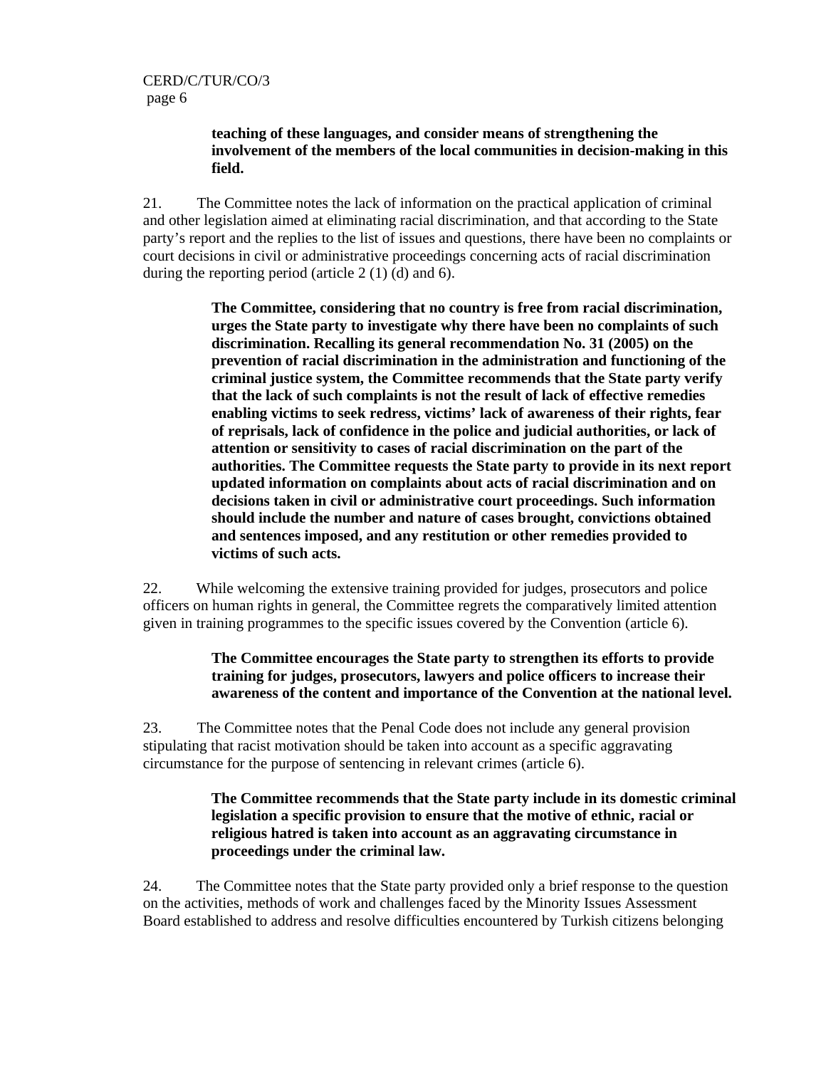**teaching of these languages, and consider means of strengthening the involvement of the members of the local communities in decision-making in this field.**

21. The Committee notes the lack of information on the practical application of criminal and other legislation aimed at eliminating racial discrimination, and that according to the State party's report and the replies to the list of issues and questions, there have been no complaints or court decisions in civil or administrative proceedings concerning acts of racial discrimination during the reporting period (article 2 (1) (d) and 6).

> **The Committee, considering that no country is free from racial discrimination, urges the State party to investigate why there have been no complaints of such discrimination. Recalling its general recommendation No. 31 (2005) on the prevention of racial discrimination in the administration and functioning of the criminal justice system, the Committee recommends that the State party verify that the lack of such complaints is not the result of lack of effective remedies enabling victims to seek redress, victims' lack of awareness of their rights, fear of reprisals, lack of confidence in the police and judicial authorities, or lack of attention or sensitivity to cases of racial discrimination on the part of the authorities. The Committee requests the State party to provide in its next report updated information on complaints about acts of racial discrimination and on decisions taken in civil or administrative court proceedings. Such information should include the number and nature of cases brought, convictions obtained and sentences imposed, and any restitution or other remedies provided to victims of such acts.**

22. While welcoming the extensive training provided for judges, prosecutors and police officers on human rights in general, the Committee regrets the comparatively limited attention given in training programmes to the specific issues covered by the Convention (article 6).

> **The Committee encourages the State party to strengthen its efforts to provide training for judges, prosecutors, lawyers and police officers to increase their awareness of the content and importance of the Convention at the national level.**

23. The Committee notes that the Penal Code does not include any general provision stipulating that racist motivation should be taken into account as a specific aggravating circumstance for the purpose of sentencing in relevant crimes (article 6).

> **The Committee recommends that the State party include in its domestic criminal legislation a specific provision to ensure that the motive of ethnic, racial or religious hatred is taken into account as an aggravating circumstance in proceedings under the criminal law.**

24. The Committee notes that the State party provided only a brief response to the question on the activities, methods of work and challenges faced by the Minority Issues Assessment Board established to address and resolve difficulties encountered by Turkish citizens belonging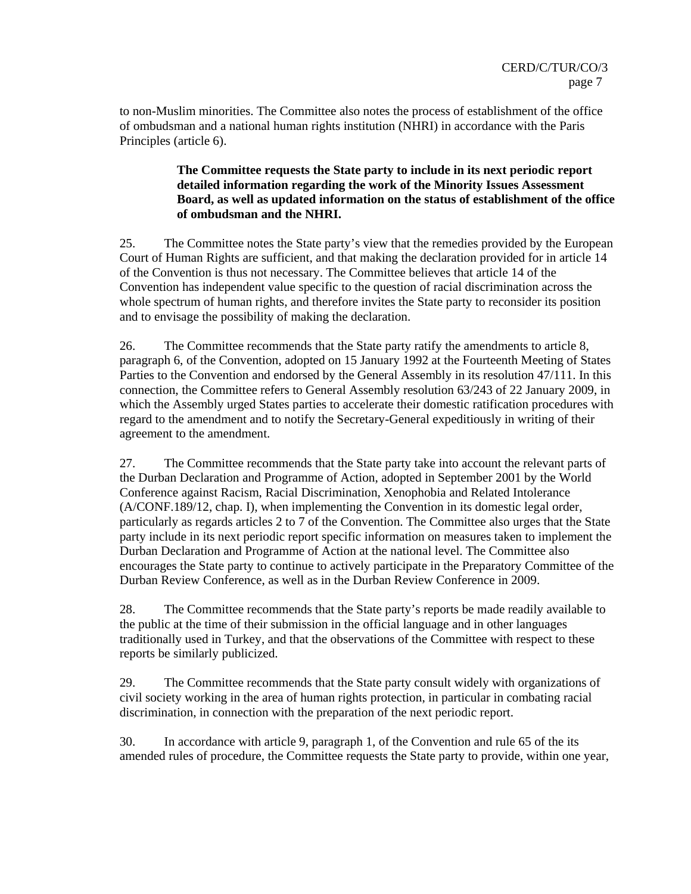to non-Muslim minorities. The Committee also notes the process of establishment of the office of ombudsman and a national human rights institution (NHRI) in accordance with the Paris Principles (article 6).

> **The Committee requests the State party to include in its next periodic report detailed information regarding the work of the Minority Issues Assessment Board, as well as updated information on the status of establishment of the office of ombudsman and the NHRI.**

25. The Committee notes the State party's view that the remedies provided by the European Court of Human Rights are sufficient, and that making the declaration provided for in article 14 of the Convention is thus not necessary. The Committee believes that article 14 of the Convention has independent value specific to the question of racial discrimination across the whole spectrum of human rights, and therefore invites the State party to reconsider its position and to envisage the possibility of making the declaration.

26. The Committee recommends that the State party ratify the amendments to article 8, paragraph 6, of the Convention, adopted on 15 January 1992 at the Fourteenth Meeting of States Parties to the Convention and endorsed by the General Assembly in its resolution 47/111. In this connection, the Committee refers to General Assembly resolution 63/243 of 22 January 2009, in which the Assembly urged States parties to accelerate their domestic ratification procedures with regard to the amendment and to notify the Secretary-General expeditiously in writing of their agreement to the amendment.

27. The Committee recommends that the State party take into account the relevant parts of the Durban Declaration and Programme of Action, adopted in September 2001 by the World Conference against Racism, Racial Discrimination, Xenophobia and Related Intolerance (A/CONF.189/12, chap. I), when implementing the Convention in its domestic legal order, particularly as regards articles 2 to 7 of the Convention. The Committee also urges that the State party include in its next periodic report specific information on measures taken to implement the Durban Declaration and Programme of Action at the national level. The Committee also encourages the State party to continue to actively participate in the Preparatory Committee of the Durban Review Conference, as well as in the Durban Review Conference in 2009.

28. The Committee recommends that the State party's reports be made readily available to the public at the time of their submission in the official language and in other languages traditionally used in Turkey, and that the observations of the Committee with respect to these reports be similarly publicized.

29. The Committee recommends that the State party consult widely with organizations of civil society working in the area of human rights protection, in particular in combating racial discrimination, in connection with the preparation of the next periodic report.

30. In accordance with article 9, paragraph 1, of the Convention and rule 65 of the its amended rules of procedure, the Committee requests the State party to provide, within one year,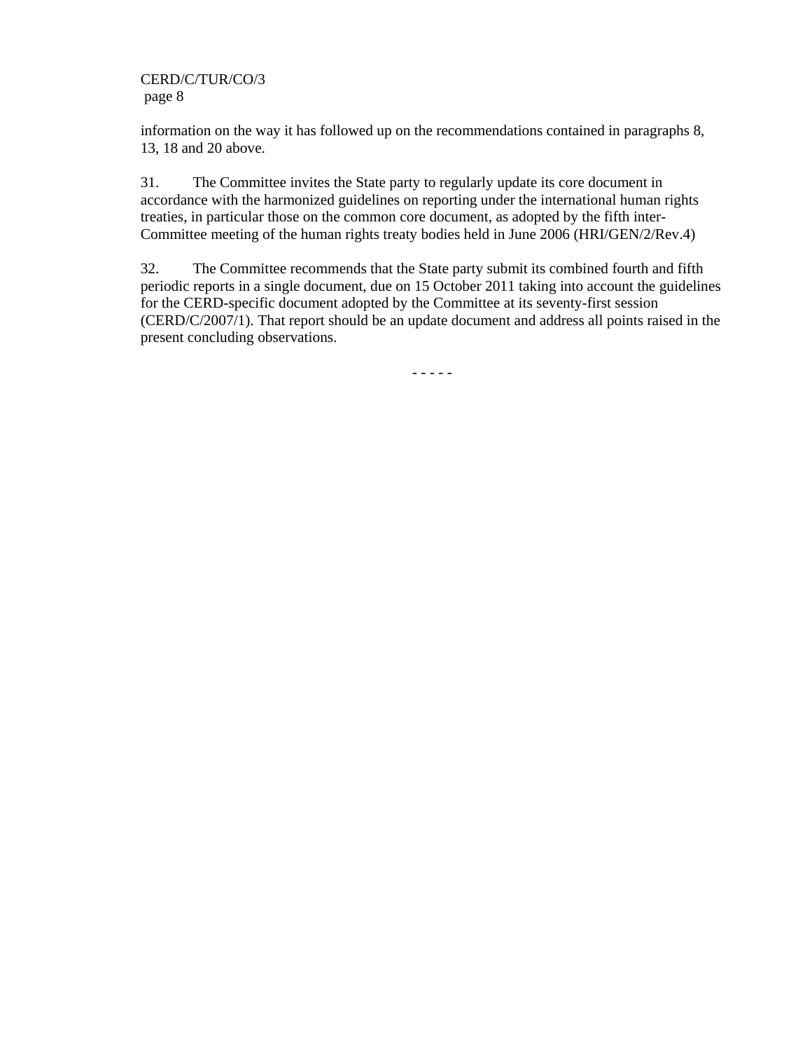information on the way it has followed up on the recommendations contained in paragraphs 8, 13, 18 and 20 above.

31. The Committee invites the State party to regularly update its core document in accordance with the harmonized guidelines on reporting under the international human rights treaties, in particular those on the common core document, as adopted by the fifth inter-Committee meeting of the human rights treaty bodies held in June 2006 (HRI/GEN/2/Rev.4)

32. The Committee recommends that the State party submit its combined fourth and fifth periodic reports in a single document, due on 15 October 2011 taking into account the guidelines for the CERD-specific document adopted by the Committee at its seventy-first session (CERD/C/2007/1). That report should be an update document and address all points raised in the present concluding observations.

- - - - -